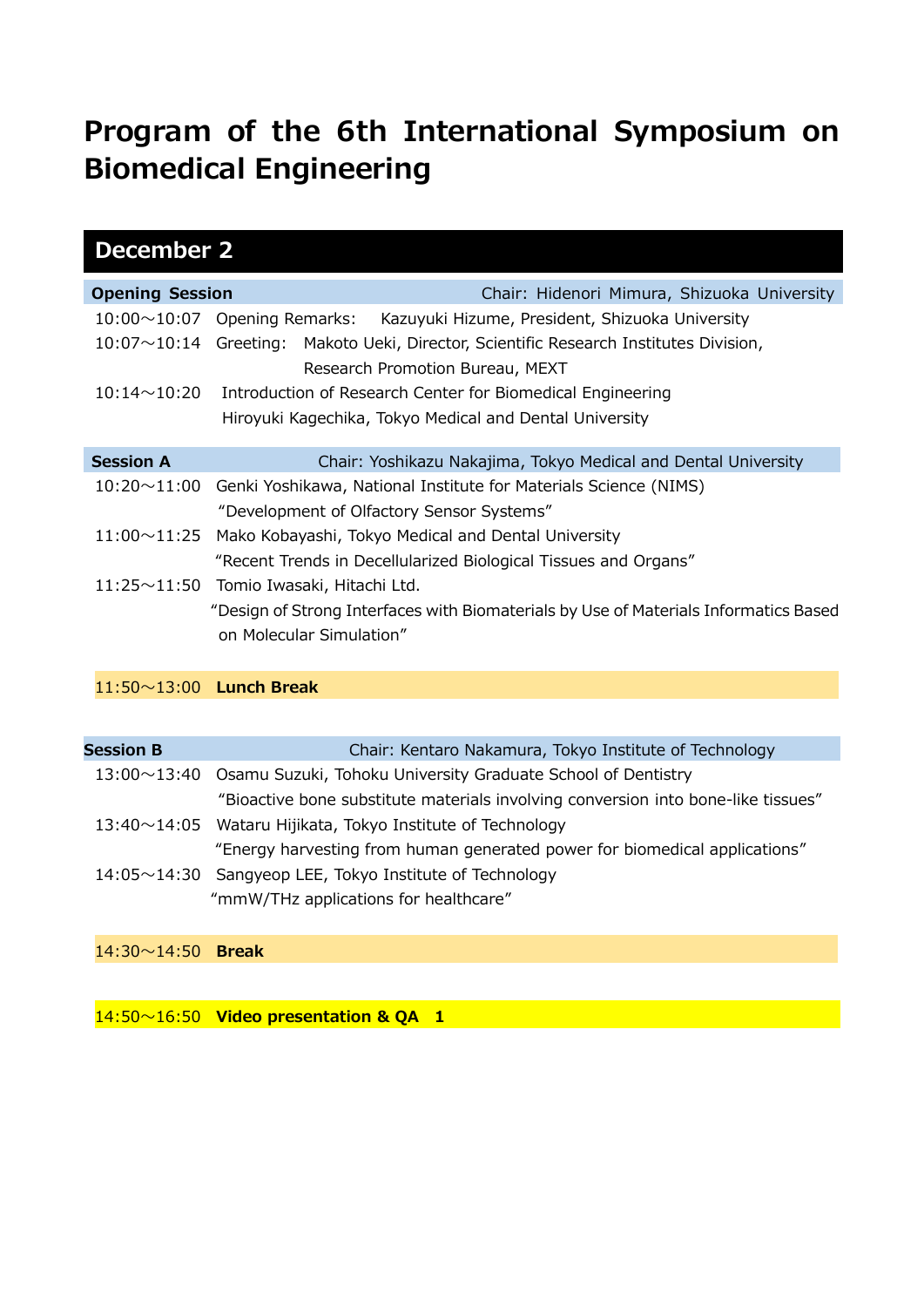# Program of the 6th International Symposium on Biomedical Engineering

## December 2

**Opening Session** Chair: Hidenori Mimura, Shizuoka University

10:00～10:07 Opening Remarks: Kazuyuki Hizume, President, Shizuoka University

10:07～10:14 Greeting: Makoto Ueki, Director, Scientific Research Institutes Division, Research Promotion Bureau, MEXT

10:14～10:20 Introduction of Research Center for Biomedical Engineering
Hiroyuki Kagechika, Tokyo Medical and Dental University

**Session A** Chair: Yoshikazu Nakajima, Tokyo Medical and Dental University

10:20～11:00 Genki Yoshikawa, National Institute for Materials Science (NIMS)
"Development of Olfactory Sensor Systems"

11:00～11:25 Mako Kobayashi, Tokyo Medical and Dental University
"Recent Trends in Decellularized Biological Tissues and Organs"

11:25～11:50 Tomio Iwasaki, Hitachi Ltd.
"Design of Strong Interfaces with Biomaterials by Use of Materials Informatics Based on Molecular Simulation"

11:50～13:00 **Lunch Break**

**Session B** Chair: Kentaro Nakamura, Tokyo Institute of Technology

13:00～13:40 Osamu Suzuki, Tohoku University Graduate School of Dentistry
"Bioactive bone substitute materials involving conversion into bone-like tissues"

13:40～14:05 Wataru Hijikata, Tokyo Institute of Technology
"Energy harvesting from human generated power for biomedical applications"

14:05～14:30 Sangyeop LEE, Tokyo Institute of Technology
"mmW/THz applications for healthcare"

14:30～14:50 **Break**

14:50～16:50 **Video presentation & QA 1**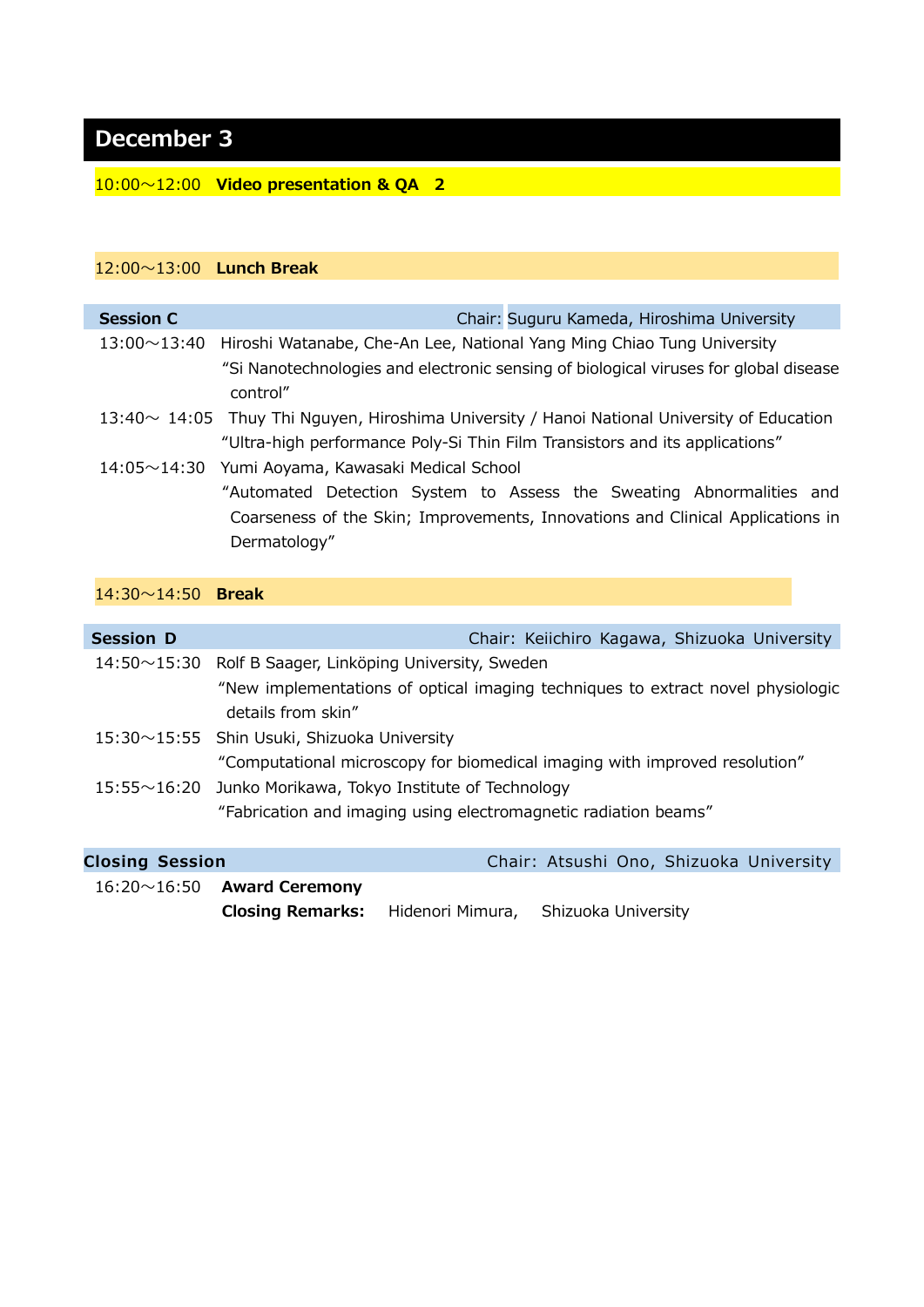# December 3

**10:00～12:00 Video presentation & QA 2**

**12:00～13:00 Lunch Break**

**Session C** Chair: Suguru Kameda, Hiroshima University

13:00～13:40 Hiroshi Watanabe, Che-An Lee, National Yang Ming Chiao Tung University
"Si Nanotechnologies and electronic sensing of biological viruses for global disease control"

13:40～ 14:05 Thuy Thi Nguyen, Hiroshima University / Hanoi National University of Education
"Ultra-high performance Poly-Si Thin Film Transistors and its applications"

14:05～14:30 Yumi Aoyama, Kawasaki Medical School
"Automated Detection System to Assess the Sweating Abnormalities and Coarseness of the Skin; Improvements, Innovations and Clinical Applications in Dermatology"

**14:30～14:50 Break**

**Session D** Chair: Keiichiro Kagawa, Shizuoka University

14:50～15:30 Rolf B Saager, Linköping University, Sweden
"New implementations of optical imaging techniques to extract novel physiologic details from skin"

15:30～15:55 Shin Usuki, Shizuoka University
"Computational microscopy for biomedical imaging with improved resolution"

15:55～16:20 Junko Morikawa, Tokyo Institute of Technology
"Fabrication and imaging using electromagnetic radiation beams"

**Closing Session** Chair: Atsushi Ono, Shizuoka University

16:20～16:50 **Award Ceremony**
**Closing Remarks:** Hidenori Mimura, Shizuoka University